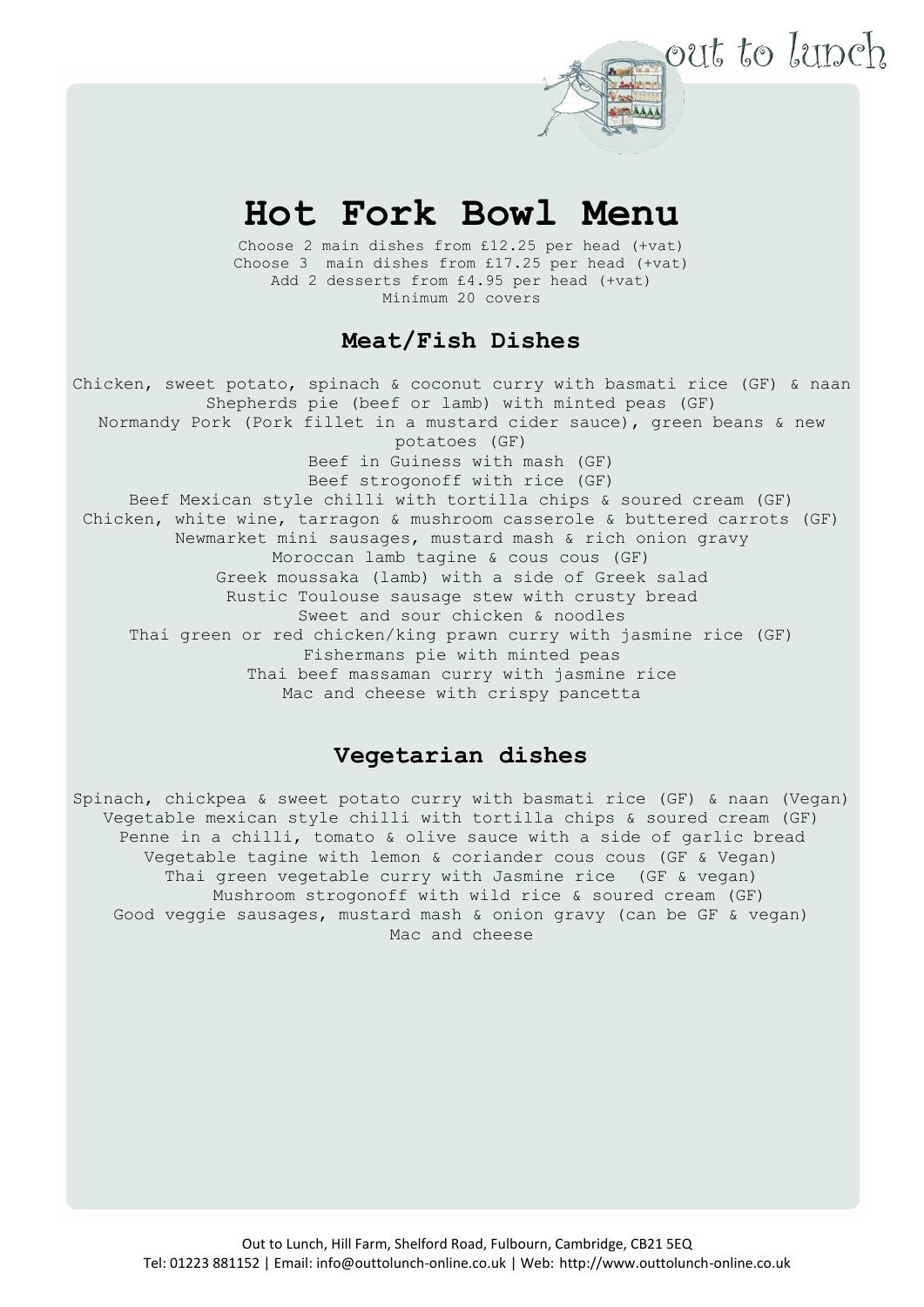out to lunch

# Hot Fork Bowl Menu

Choose 2 main dishes from £12.25 per head (+vat)
Choose 3 main dishes from £17.25 per head (+vat)
Add 2 desserts from £4.95 per head (+vat)
Minimum 20 covers

## Meat/Fish Dishes

Chicken, sweet potato, spinach & coconut curry with basmati rice (GF) & naan
Shepherds pie (beef or lamb) with minted peas (GF)
Normandy Pork (Pork fillet in a mustard cider sauce), green beans & new potatoes (GF)
Beef in Guiness with mash (GF)
Beef strogonoff with rice (GF)
Beef Mexican style chilli with tortilla chips & soured cream (GF)
Chicken, white wine, tarragon & mushroom casserole & buttered carrots (GF)
Newmarket mini sausages, mustard mash & rich onion gravy
Moroccan lamb tagine & cous cous (GF)
Greek moussaka (lamb) with a side of Greek salad
Rustic Toulouse sausage stew with crusty bread
Sweet and sour chicken & noodles
Thai green or red chicken/king prawn curry with jasmine rice (GF)
Fishermans pie with minted peas
Thai beef massaman curry with jasmine rice
Mac and cheese with crispy pancetta

## Vegetarian dishes

Spinach, chickpea & sweet potato curry with basmati rice (GF) & naan (Vegan)
Vegetable mexican style chilli with tortilla chips & soured cream (GF)
Penne in a chilli, tomato & olive sauce with a side of garlic bread
Vegetable tagine with lemon & coriander cous cous (GF & Vegan)
Thai green vegetable curry with Jasmine rice (GF & vegan)
Mushroom strogonoff with wild rice & soured cream (GF)
Good veggie sausages, mustard mash & onion gravy (can be GF & vegan)
Mac and cheese

Out to Lunch, Hill Farm, Shelford Road, Fulbourn, Cambridge, CB21 5EQ
Tel: 01223 881152 | Email: info@outtolunch-online.co.uk | Web: http://www.outtolunch-online.co.uk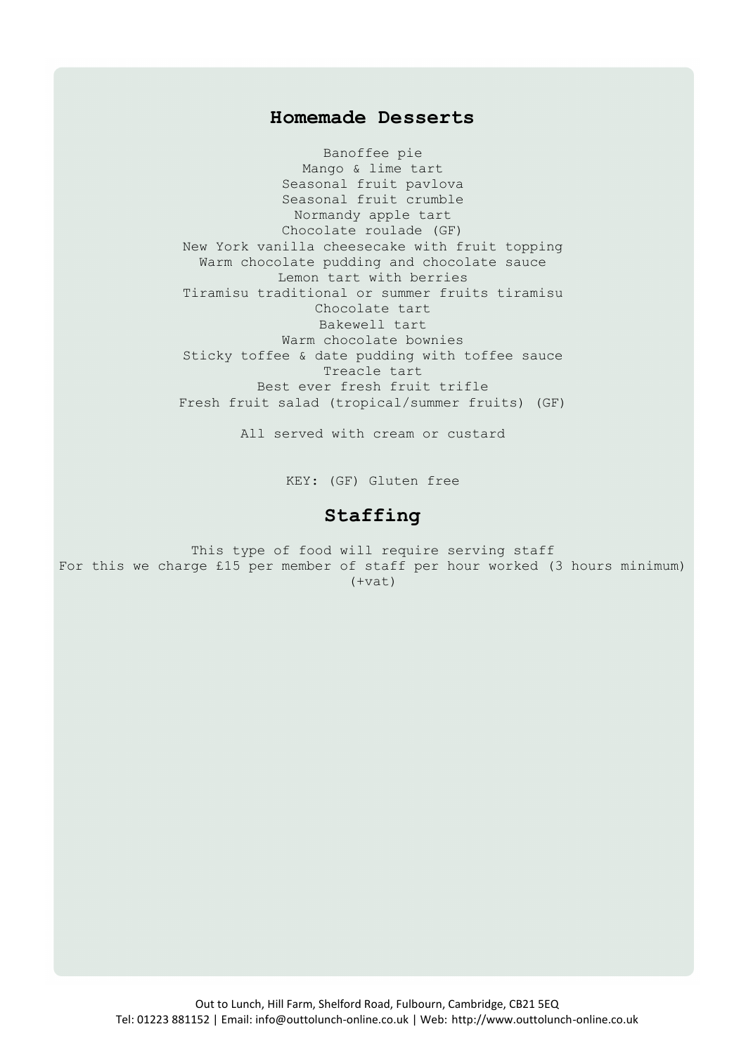## Homemade Desserts

Banoffee pie
Mango & lime tart
Seasonal fruit pavlova
Seasonal fruit crumble
Normandy apple tart
Chocolate roulade (GF)
New York vanilla cheesecake with fruit topping
Warm chocolate pudding and chocolate sauce
Lemon tart with berries
Tiramisu traditional or summer fruits tiramisu
Chocolate tart
Bakewell tart
Warm chocolate bownies
Sticky toffee & date pudding with toffee sauce
Treacle tart
Best ever fresh fruit trifle
Fresh fruit salad (tropical/summer fruits) (GF)

All served with cream or custard

KEY: (GF) Gluten free

## Staffing

This type of food will require serving staff
For this we charge £15 per member of staff per hour worked (3 hours minimum) (+vat)

Out to Lunch, Hill Farm, Shelford Road, Fulbourn, Cambridge, CB21 5EQ
Tel: 01223 881152 | Email: info@outtolunch-online.co.uk | Web: http://www.outtolunch-online.co.uk